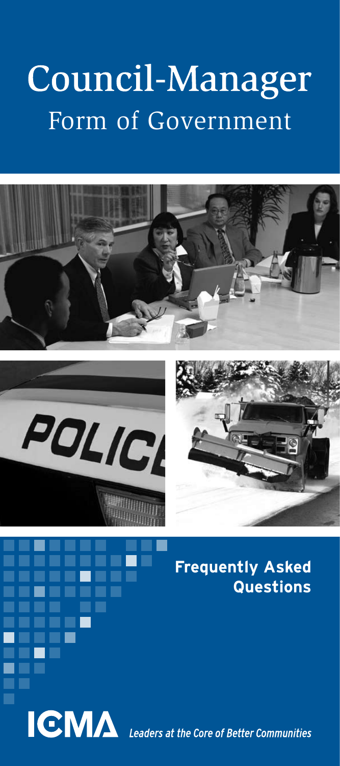# Council-Manager
## Form of Government

**Frequently Asked Questions**

ICMA *Leaders at the Core of Better Communities*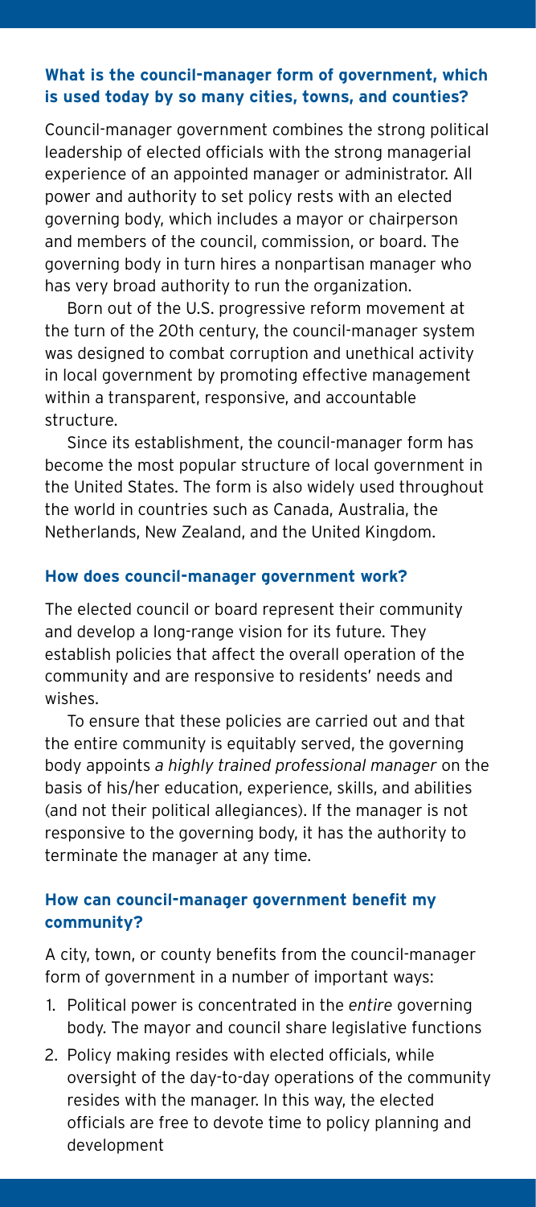### What is the council-manager form of government, which is used today by so many cities, towns, and counties?

Council-manager government combines the strong political leadership of elected officials with the strong managerial experience of an appointed manager or administrator. All power and authority to set policy rests with an elected governing body, which includes a mayor or chairperson and members of the council, commission, or board. The governing body in turn hires a nonpartisan manager who has very broad authority to run the organization.

Born out of the U.S. progressive reform movement at the turn of the 20th century, the council-manager system was designed to combat corruption and unethical activity in local government by promoting effective management within a transparent, responsive, and accountable structure.

Since its establishment, the council-manager form has become the most popular structure of local government in the United States. The form is also widely used throughout the world in countries such as Canada, Australia, the Netherlands, New Zealand, and the United Kingdom.

### How does council-manager government work?

The elected council or board represent their community and develop a long-range vision for its future. They establish policies that affect the overall operation of the community and are responsive to residents' needs and wishes.

To ensure that these policies are carried out and that the entire community is equitably served, the governing body appoints *a highly trained professional manager* on the basis of his/her education, experience, skills, and abilities (and not their political allegiances). If the manager is not responsive to the governing body, it has the authority to terminate the manager at any time.

### How can council-manager government benefit my community?

A city, town, or county benefits from the council-manager form of government in a number of important ways:

1. Political power is concentrated in the *entire* governing body. The mayor and council share legislative functions
2. Policy making resides with elected officials, while oversight of the day-to-day operations of the community resides with the manager. In this way, the elected officials are free to devote time to policy planning and development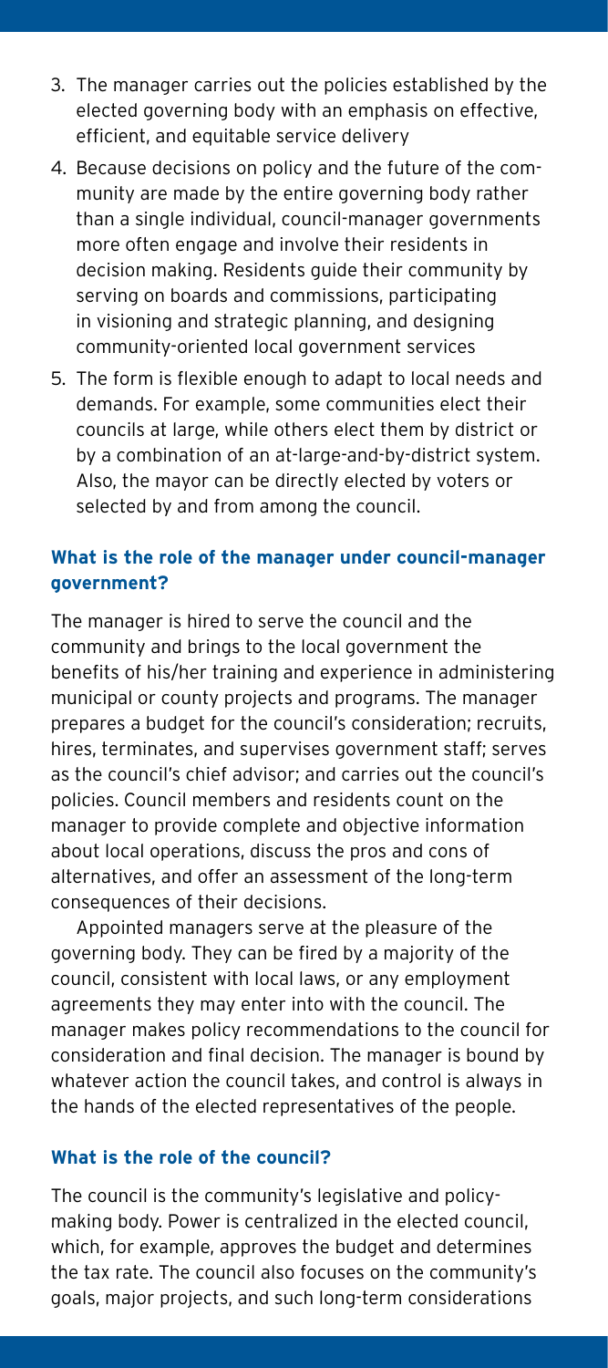3. The manager carries out the policies established by the elected governing body with an emphasis on effective, efficient, and equitable service delivery
4. Because decisions on policy and the future of the community are made by the entire governing body rather than a single individual, council-manager governments more often engage and involve their residents in decision making. Residents guide their community by serving on boards and commissions, participating in visioning and strategic planning, and designing community-oriented local government services
5. The form is flexible enough to adapt to local needs and demands. For example, some communities elect their councils at large, while others elect them by district or by a combination of an at-large-and-by-district system. Also, the mayor can be directly elected by voters or selected by and from among the council.

### What is the role of the manager under council-manager government?

The manager is hired to serve the council and the community and brings to the local government the benefits of his/her training and experience in administering municipal or county projects and programs. The manager prepares a budget for the council's consideration; recruits, hires, terminates, and supervises government staff; serves as the council's chief advisor; and carries out the council's policies. Council members and residents count on the manager to provide complete and objective information about local operations, discuss the pros and cons of alternatives, and offer an assessment of the long-term consequences of their decisions.

Appointed managers serve at the pleasure of the governing body. They can be fired by a majority of the council, consistent with local laws, or any employment agreements they may enter into with the council. The manager makes policy recommendations to the council for consideration and final decision. The manager is bound by whatever action the council takes, and control is always in the hands of the elected representatives of the people.

### What is the role of the council?

The council is the community's legislative and policy-making body. Power is centralized in the elected council, which, for example, approves the budget and determines the tax rate. The council also focuses on the community's goals, major projects, and such long-term considerations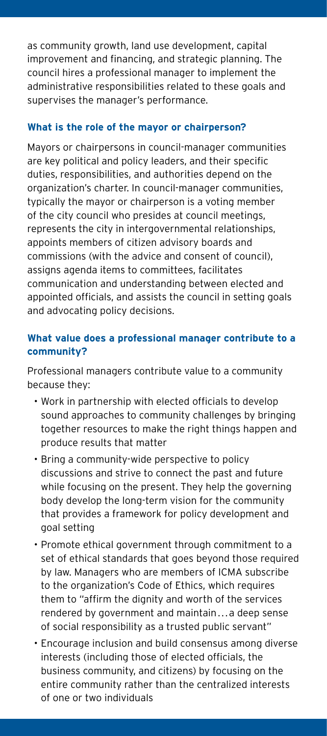as community growth, land use development, capital improvement and financing, and strategic planning. The council hires a professional manager to implement the administrative responsibilities related to these goals and supervises the manager's performance.

### What is the role of the mayor or chairperson?

Mayors or chairpersons in council-manager communities are key political and policy leaders, and their specific duties, responsibilities, and authorities depend on the organization's charter. In council-manager communities, typically the mayor or chairperson is a voting member of the city council who presides at council meetings, represents the city in intergovernmental relationships, appoints members of citizen advisory boards and commissions (with the advice and consent of council), assigns agenda items to committees, facilitates communication and understanding between elected and appointed officials, and assists the council in setting goals and advocating policy decisions.

### What value does a professional manager contribute to a community?

Professional managers contribute value to a community because they:

- Work in partnership with elected officials to develop sound approaches to community challenges by bringing together resources to make the right things happen and produce results that matter
- Bring a community-wide perspective to policy discussions and strive to connect the past and future while focusing on the present. They help the governing body develop the long-term vision for the community that provides a framework for policy development and goal setting
- Promote ethical government through commitment to a set of ethical standards that goes beyond those required by law. Managers who are members of ICMA subscribe to the organization's Code of Ethics, which requires them to "affirm the dignity and worth of the services rendered by government and maintain . . . a deep sense of social responsibility as a trusted public servant"
- Encourage inclusion and build consensus among diverse interests (including those of elected officials, the business community, and citizens) by focusing on the entire community rather than the centralized interests of one or two individuals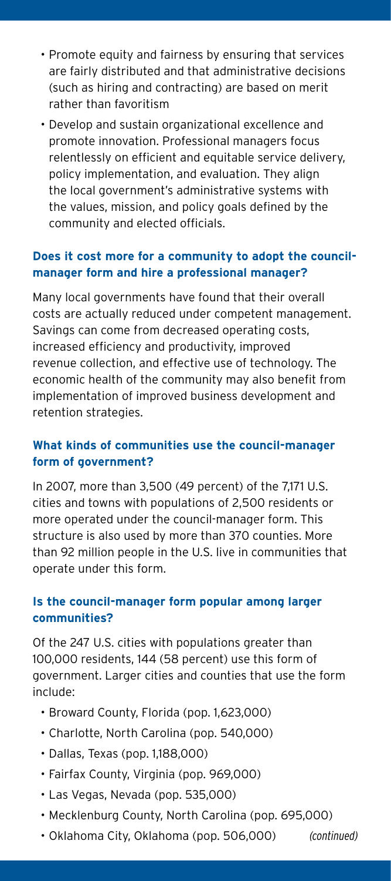- Promote equity and fairness by ensuring that services are fairly distributed and that administrative decisions (such as hiring and contracting) are based on merit rather than favoritism
- Develop and sustain organizational excellence and promote innovation. Professional managers focus relentlessly on efficient and equitable service delivery, policy implementation, and evaluation. They align the local government's administrative systems with the values, mission, and policy goals defined by the community and elected officials.

### Does it cost more for a community to adopt the council-manager form and hire a professional manager?

Many local governments have found that their overall costs are actually reduced under competent management. Savings can come from decreased operating costs, increased efficiency and productivity, improved revenue collection, and effective use of technology. The economic health of the community may also benefit from implementation of improved business development and retention strategies.

### What kinds of communities use the council-manager form of government?

In 2007, more than 3,500 (49 percent) of the 7,171 U.S. cities and towns with populations of 2,500 residents or more operated under the council-manager form. This structure is also used by more than 370 counties. More than 92 million people in the U.S. live in communities that operate under this form.

### Is the council-manager form popular among larger communities?

Of the 247 U.S. cities with populations greater than 100,000 residents, 144 (58 percent) use this form of government. Larger cities and counties that use the form include:

- Broward County, Florida (pop. 1,623,000)
- Charlotte, North Carolina (pop. 540,000)
- Dallas, Texas (pop. 1,188,000)
- Fairfax County, Virginia (pop. 969,000)
- Las Vegas, Nevada (pop. 535,000)
- Mecklenburg County, North Carolina (pop. 695,000)
- Oklahoma City, Oklahoma (pop. 506,000) *(continued)*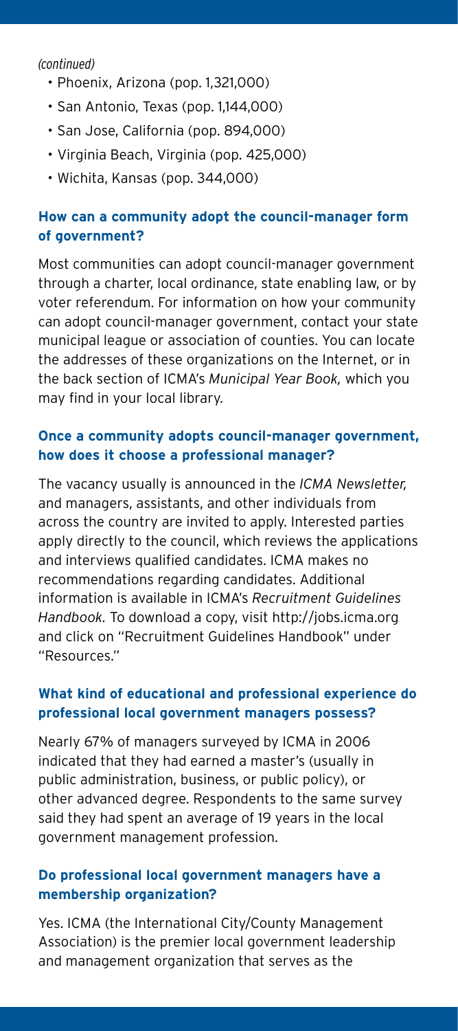*(continued)*

- Phoenix, Arizona (pop. 1,321,000)
- San Antonio, Texas (pop. 1,144,000)
- San Jose, California (pop. 894,000)
- Virginia Beach, Virginia (pop. 425,000)
- Wichita, Kansas (pop. 344,000)

### How can a community adopt the council-manager form of government?

Most communities can adopt council-manager government through a charter, local ordinance, state enabling law, or by voter referendum. For information on how your community can adopt council-manager government, contact your state municipal league or association of counties. You can locate the addresses of these organizations on the Internet, or in the back section of ICMA's *Municipal Year Book,* which you may find in your local library.

### Once a community adopts council-manager government, how does it choose a professional manager?

The vacancy usually is announced in the *ICMA Newsletter,* and managers, assistants, and other individuals from across the country are invited to apply. Interested parties apply directly to the council, which reviews the applications and interviews qualified candidates. ICMA makes no recommendations regarding candidates. Additional information is available in ICMA's *Recruitment Guidelines Handbook*. To download a copy, visit http://jobs.icma.org and click on "Recruitment Guidelines Handbook" under "Resources."

### What kind of educational and professional experience do professional local government managers possess?

Nearly 67% of managers surveyed by ICMA in 2006 indicated that they had earned a master's (usually in public administration, business, or public policy), or other advanced degree. Respondents to the same survey said they had spent an average of 19 years in the local government management profession.

### Do professional local government managers have a membership organization?

Yes. ICMA (the International City/County Management Association) is the premier local government leadership and management organization that serves as the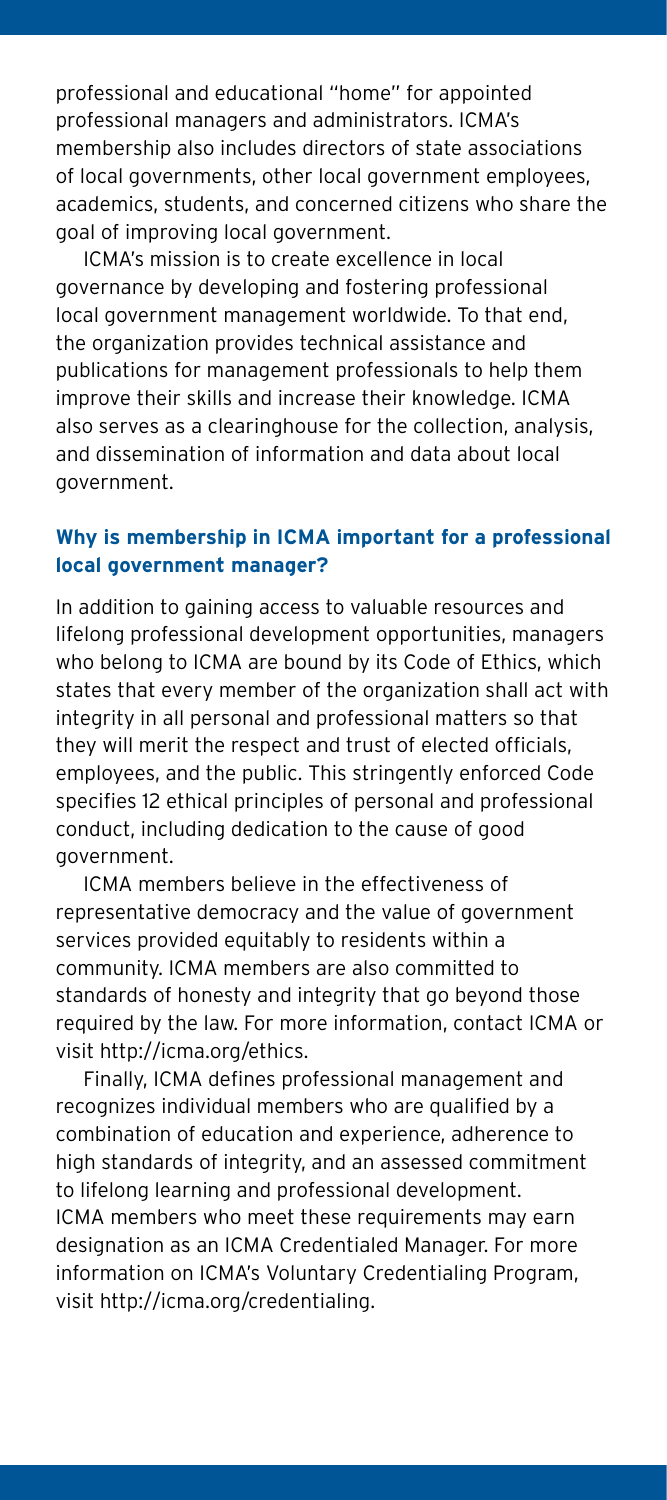professional and educational "home" for appointed professional managers and administrators. ICMA's membership also includes directors of state associations of local governments, other local government employees, academics, students, and concerned citizens who share the goal of improving local government.

ICMA's mission is to create excellence in local governance by developing and fostering professional local government management worldwide. To that end, the organization provides technical assistance and publications for management professionals to help them improve their skills and increase their knowledge. ICMA also serves as a clearinghouse for the collection, analysis, and dissemination of information and data about local government.

### Why is membership in ICMA important for a professional local government manager?

In addition to gaining access to valuable resources and lifelong professional development opportunities, managers who belong to ICMA are bound by its Code of Ethics, which states that every member of the organization shall act with integrity in all personal and professional matters so that they will merit the respect and trust of elected officials, employees, and the public. This stringently enforced Code specifies 12 ethical principles of personal and professional conduct, including dedication to the cause of good government.

ICMA members believe in the effectiveness of representative democracy and the value of government services provided equitably to residents within a community. ICMA members are also committed to standards of honesty and integrity that go beyond those required by the law. For more information, contact ICMA or visit http://icma.org/ethics.

Finally, ICMA defines professional management and recognizes individual members who are qualified by a combination of education and experience, adherence to high standards of integrity, and an assessed commitment to lifelong learning and professional development. ICMA members who meet these requirements may earn designation as an ICMA Credentialed Manager. For more information on ICMA's Voluntary Credentialing Program, visit http://icma.org/credentialing.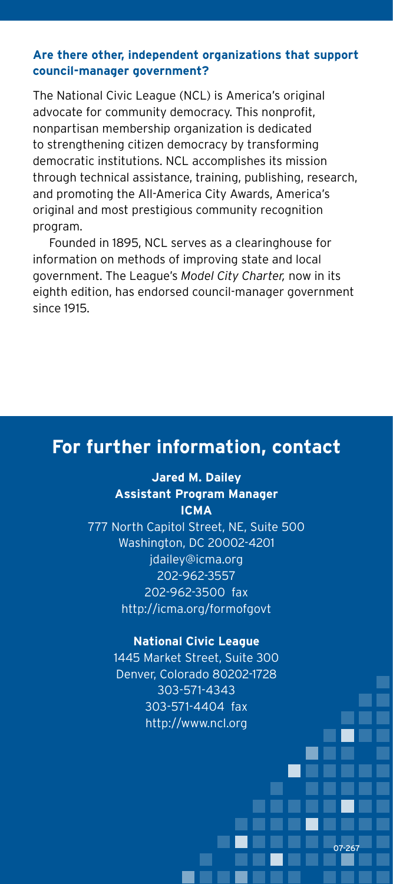### Are there other, independent organizations that support council-manager government?

The National Civic League (NCL) is America's original advocate for community democracy. This nonprofit, nonpartisan membership organization is dedicated to strengthening citizen democracy by transforming democratic institutions. NCL accomplishes its mission through technical assistance, training, publishing, research, and promoting the All-America City Awards, America's original and most prestigious community recognition program.

Founded in 1895, NCL serves as a clearinghouse for information on methods of improving state and local government. The League's *Model City Charter,* now in its eighth edition, has endorsed council-manager government since 1915.

## For further information, contact

**Jared M. Dailey**
**Assistant Program Manager**
**ICMA**
777 North Capitol Street, NE, Suite 500
Washington, DC 20002-4201
jdailey@icma.org
202-962-3557
202-962-3500 fax
http://icma.org/formofgovt

**National Civic League**
1445 Market Street, Suite 300
Denver, Colorado 80202-1728
303-571-4343
303-571-4404 fax
http://www.ncl.org

07-267